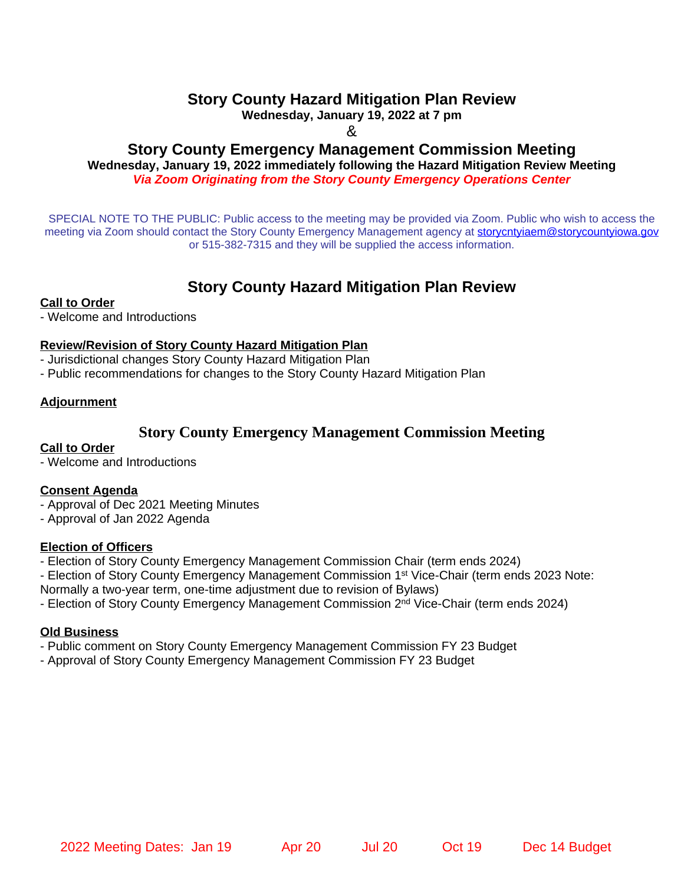# Story County Hazard Mitigation Plan Review

**Wednesday, January 19, 2022 at 7 pm**

&

# Story County Emergency Management Commission Meeting

**Wednesday, January 19, 2022 immediately following the Hazard Mitigation Review Meeting**

***Via Zoom Originating from the Story County Emergency Operations Center***

SPECIAL NOTE TO THE PUBLIC: Public access to the meeting may be provided via Zoom. Public who wish to access the meeting via Zoom should contact the Story County Emergency Management agency at storycntyiaem@storycountyiowa.gov or 515-382-7315 and they will be supplied the access information.

## Story County Hazard Mitigation Plan Review

**Call to Order**

- Welcome and Introductions

**Review/Revision of Story County Hazard Mitigation Plan**

- Jurisdictional changes Story County Hazard Mitigation Plan
- Public recommendations for changes to the Story County Hazard Mitigation Plan

**Adjournment**

## Story County Emergency Management Commission Meeting

**Call to Order**

- Welcome and Introductions

**Consent Agenda**

- Approval of Dec 2021 Meeting Minutes
- Approval of Jan 2022 Agenda

**Election of Officers**

- Election of Story County Emergency Management Commission Chair (term ends 2024)
- Election of Story County Emergency Management Commission 1st Vice-Chair (term ends 2023 Note: Normally a two-year term, one-time adjustment due to revision of Bylaws)
- Election of Story County Emergency Management Commission 2nd Vice-Chair (term ends 2024)

**Old Business**

- Public comment on Story County Emergency Management Commission FY 23 Budget
- Approval of Story County Emergency Management Commission FY 23 Budget

2022 Meeting Dates: Jan 19 Apr 20 Jul 20 Oct 19 Dec 14 Budget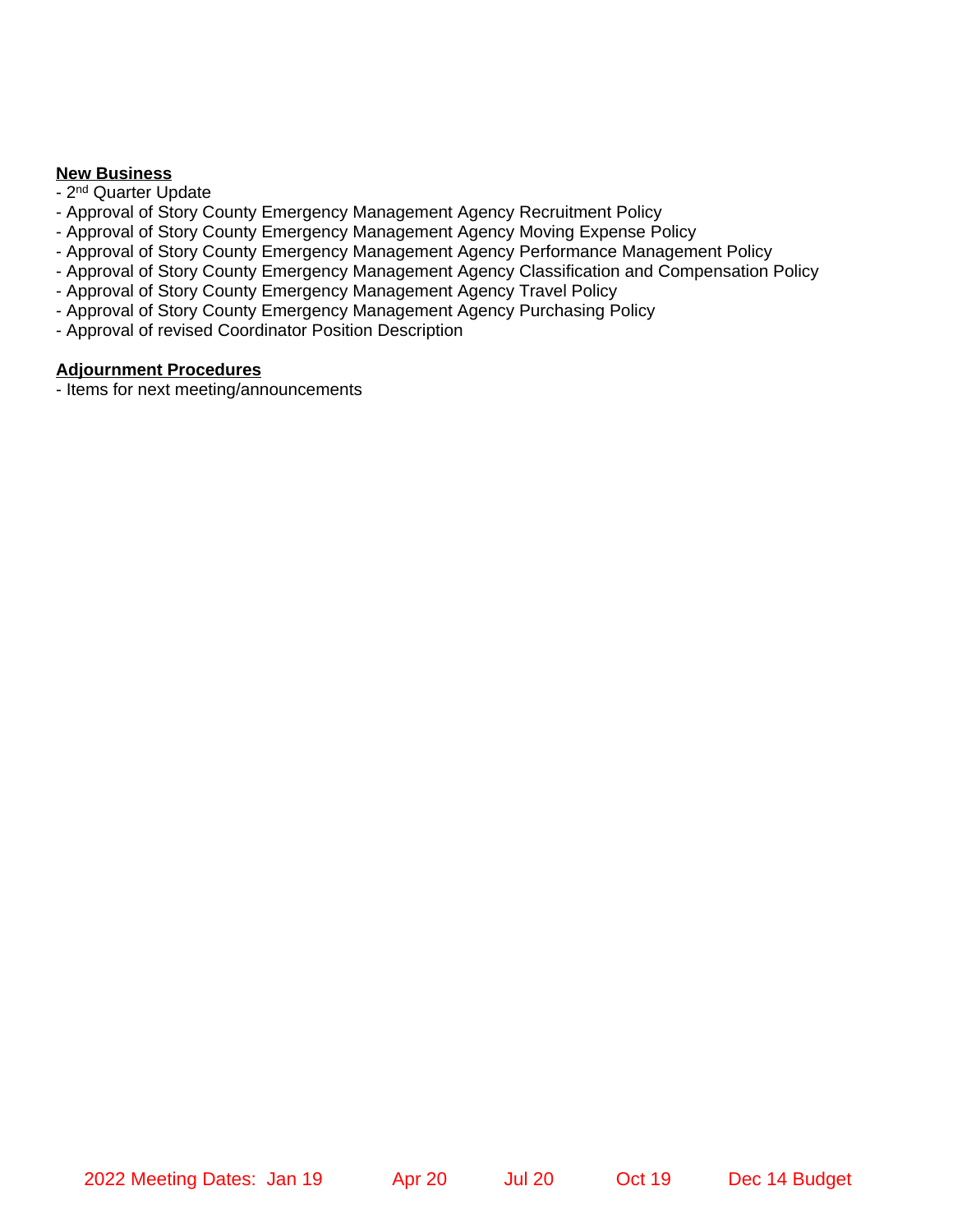**New Business**

- 2nd Quarter Update
- Approval of Story County Emergency Management Agency Recruitment Policy
- Approval of Story County Emergency Management Agency Moving Expense Policy
- Approval of Story County Emergency Management Agency Performance Management Policy
- Approval of Story County Emergency Management Agency Classification and Compensation Policy
- Approval of Story County Emergency Management Agency Travel Policy
- Approval of Story County Emergency Management Agency Purchasing Policy
- Approval of revised Coordinator Position Description

**Adjournment Procedures**

- Items for next meeting/announcements

2022 Meeting Dates: Jan 19 Apr 20 Jul 20 Oct 19 Dec 14 Budget